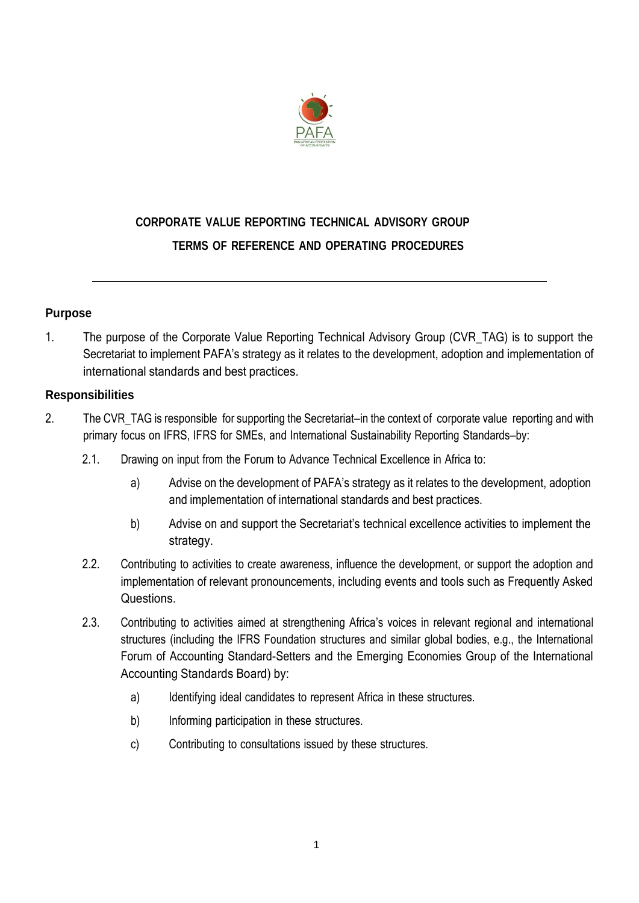# CORPORATE VALUE REPORTING TECHNICAL ADVISORY GROUP
## TERMS OF REFERENCE AND OPERATING PROCEDURES

---

### Purpose

1. The purpose of the Corporate Value Reporting Technical Advisory Group (CVR_TAG) is to support the Secretariat to implement PAFA's strategy as it relates to the development, adoption and implementation of international standards and best practices.

### Responsibilities

2. The CVR_TAG is responsible for supporting the Secretariat–in the context of corporate value reporting and with primary focus on IFRS, IFRS for SMEs, and International Sustainability Reporting Standards–by:

   2.1. Drawing on input from the Forum to Advance Technical Excellence in Africa to:

      a) Advise on the development of PAFA's strategy as it relates to the development, adoption and implementation of international standards and best practices.

      b) Advise on and support the Secretariat's technical excellence activities to implement the strategy.

   2.2. Contributing to activities to create awareness, influence the development, or support the adoption and implementation of relevant pronouncements, including events and tools such as Frequently Asked Questions.

   2.3. Contributing to activities aimed at strengthening Africa's voices in relevant regional and international structures (including the IFRS Foundation structures and similar global bodies, e.g., the International Forum of Accounting Standard-Setters and the Emerging Economies Group of the International Accounting Standards Board) by:

      a) Identifying ideal candidates to represent Africa in these structures.

      b) Informing participation in these structures.

      c) Contributing to consultations issued by these structures.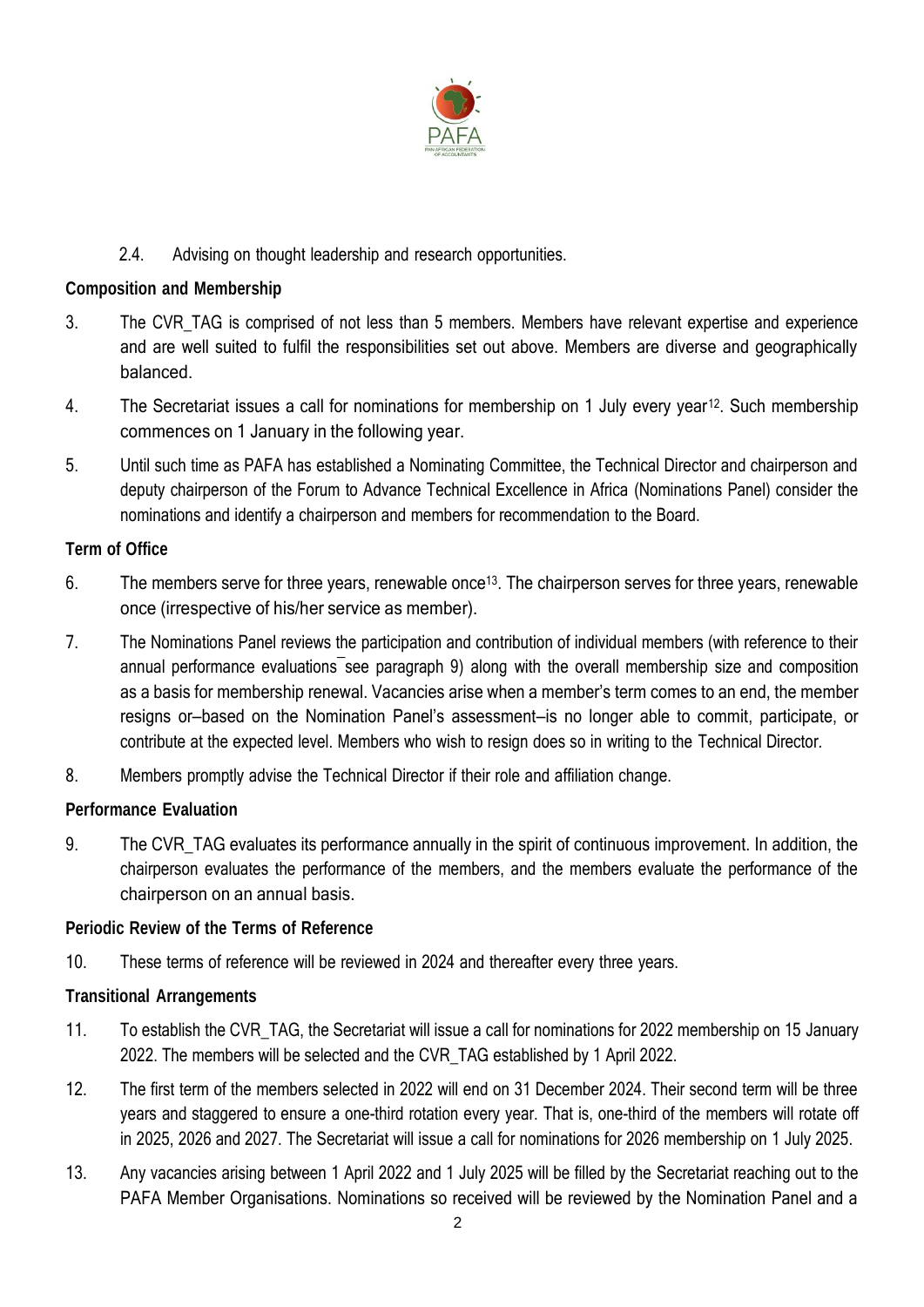2.4. Advising on thought leadership and research opportunities.

**Composition and Membership**

3. The CVR_TAG is comprised of not less than 5 members. Members have relevant expertise and experience and are well suited to fulfil the responsibilities set out above. Members are diverse and geographically balanced.

4. The Secretariat issues a call for nominations for membership on 1 July every year[12]. Such membership commences on 1 January in the following year.

5. Until such time as PAFA has established a Nominating Committee, the Technical Director and chairperson and deputy chairperson of the Forum to Advance Technical Excellence in Africa (Nominations Panel) consider the nominations and identify a chairperson and members for recommendation to the Board.

**Term of Office**

6. The members serve for three years, renewable once[13]. The chairperson serves for three years, renewable once (irrespective of his/her service as member).

7. The Nominations Panel reviews the participation and contribution of individual members (with reference to their annual performance evaluations ̶ see paragraph 9) along with the overall membership size and composition as a basis for membership renewal. Vacancies arise when a member's term comes to an end, the member resigns or–based on the Nomination Panel's assessment–is no longer able to commit, participate, or contribute at the expected level. Members who wish to resign does so in writing to the Technical Director.

8. Members promptly advise the Technical Director if their role and affiliation change.

**Performance Evaluation**

9. The CVR_TAG evaluates its performance annually in the spirit of continuous improvement. In addition, the chairperson evaluates the performance of the members, and the members evaluate the performance of the chairperson on an annual basis.

**Periodic Review of the Terms of Reference**

10. These terms of reference will be reviewed in 2024 and thereafter every three years.

**Transitional Arrangements**

11. To establish the CVR_TAG, the Secretariat will issue a call for nominations for 2022 membership on 15 January 2022. The members will be selected and the CVR_TAG established by 1 April 2022.

12. The first term of the members selected in 2022 will end on 31 December 2024. Their second term will be three years and staggered to ensure a one-third rotation every year. That is, one-third of the members will rotate off in 2025, 2026 and 2027. The Secretariat will issue a call for nominations for 2026 membership on 1 July 2025.

13. Any vacancies arising between 1 April 2022 and 1 July 2025 will be filled by the Secretariat reaching out to the PAFA Member Organisations. Nominations so received will be reviewed by the Nomination Panel and a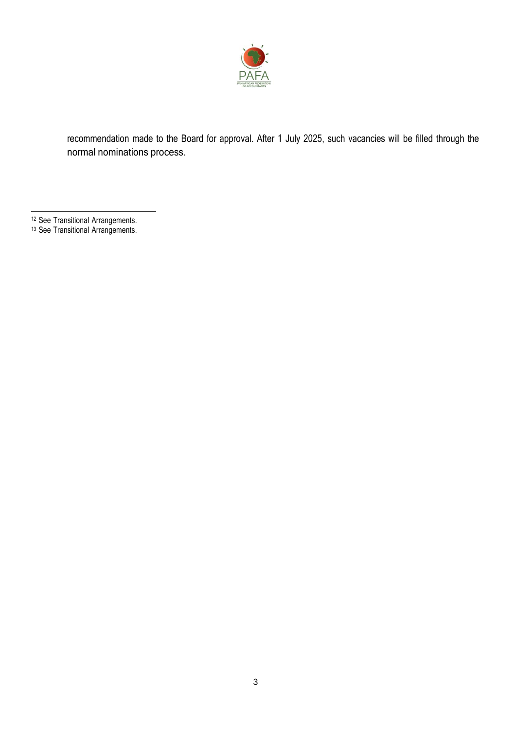recommendation made to the Board for approval. After 1 July 2025, such vacancies will be filled through the normal nominations process.

[12] See Transitional Arrangements.

[13] See Transitional Arrangements.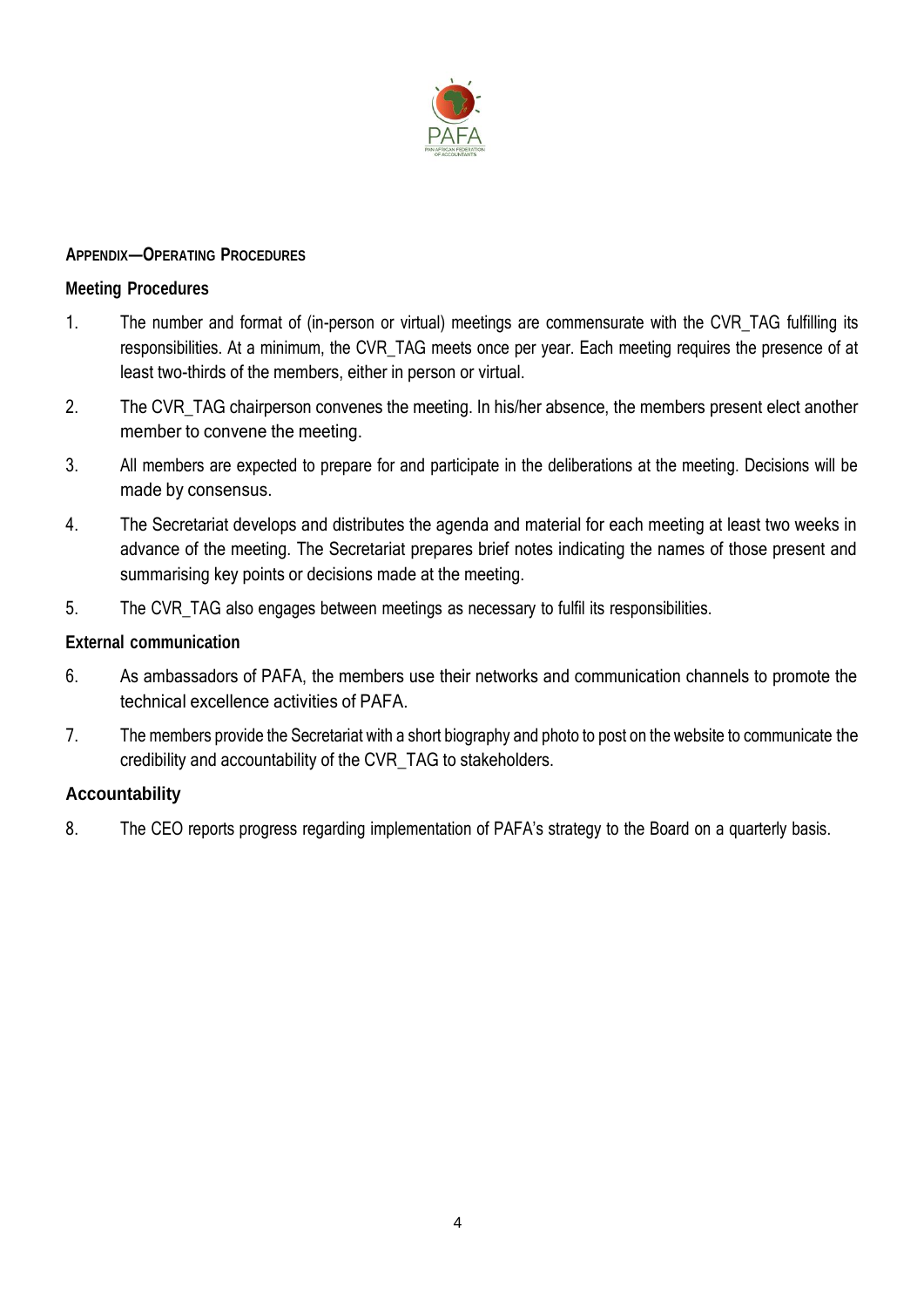## APPENDIX—OPERATING PROCEDURES

### Meeting Procedures

1. The number and format of (in-person or virtual) meetings are commensurate with the CVR_TAG fulfilling its responsibilities. At a minimum, the CVR_TAG meets once per year. Each meeting requires the presence of at least two-thirds of the members, either in person or virtual.
2. The CVR_TAG chairperson convenes the meeting. In his/her absence, the members present elect another member to convene the meeting.
3. All members are expected to prepare for and participate in the deliberations at the meeting. Decisions will be made by consensus.
4. The Secretariat develops and distributes the agenda and material for each meeting at least two weeks in advance of the meeting. The Secretariat prepares brief notes indicating the names of those present and summarising key points or decisions made at the meeting.
5. The CVR_TAG also engages between meetings as necessary to fulfil its responsibilities.

### External communication

6. As ambassadors of PAFA, the members use their networks and communication channels to promote the technical excellence activities of PAFA.
7. The members provide the Secretariat with a short biography and photo to post on the website to communicate the credibility and accountability of the CVR_TAG to stakeholders.

### Accountability

8. The CEO reports progress regarding implementation of PAFA's strategy to the Board on a quarterly basis.